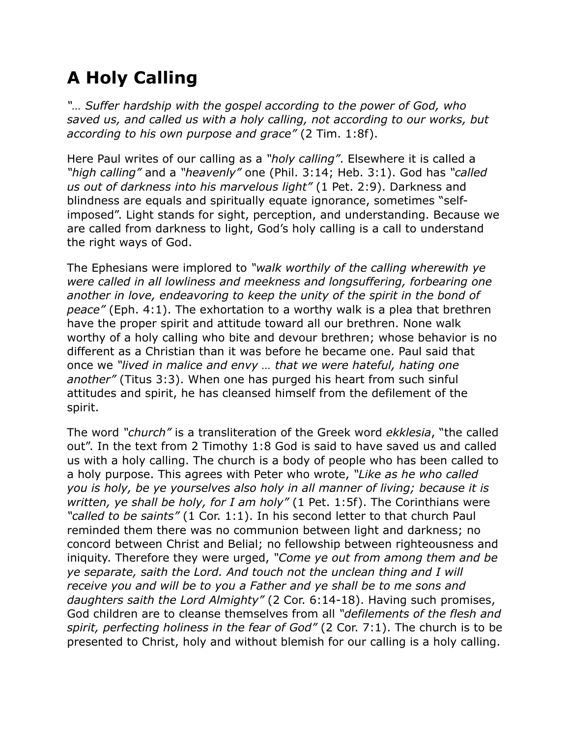# A Holy Calling

*"… Suffer hardship with the gospel according to the power of God, who saved us, and called us with a holy calling, not according to our works, but according to his own purpose and grace"* (2 Tim. 1:8f).

Here Paul writes of our calling as a *"holy calling"*. Elsewhere it is called a *"high calling"* and a *"heavenly"* one (Phil. 3:14; Heb. 3:1). God has *"called us out of darkness into his marvelous light"* (1 Pet. 2:9). Darkness and blindness are equals and spiritually equate ignorance, sometimes "self-imposed". Light stands for sight, perception, and understanding. Because we are called from darkness to light, God's holy calling is a call to understand the right ways of God.

The Ephesians were implored to *"walk worthily of the calling wherewith ye were called in all lowliness and meekness and longsuffering, forbearing one another in love, endeavoring to keep the unity of the spirit in the bond of peace"* (Eph. 4:1). The exhortation to a worthy walk is a plea that brethren have the proper spirit and attitude toward all our brethren. None walk worthy of a holy calling who bite and devour brethren; whose behavior is no different as a Christian than it was before he became one. Paul said that once we *"lived in malice and envy … that we were hateful, hating one another"* (Titus 3:3). When one has purged his heart from such sinful attitudes and spirit, he has cleansed himself from the defilement of the spirit.

The word *"church"* is a transliteration of the Greek word *ekklesia*, "the called out". In the text from 2 Timothy 1:8 God is said to have saved us and called us with a holy calling. The church is a body of people who has been called to a holy purpose. This agrees with Peter who wrote, *"Like as he who called you is holy, be ye yourselves also holy in all manner of living; because it is written, ye shall be holy, for I am holy"* (1 Pet. 1:5f). The Corinthians were *"called to be saints"* (1 Cor. 1:1). In his second letter to that church Paul reminded them there was no communion between light and darkness; no concord between Christ and Belial; no fellowship between righteousness and iniquity. Therefore they were urged, *"Come ye out from among them and be ye separate, saith the Lord. And touch not the unclean thing and I will receive you and will be to you a Father and ye shall be to me sons and daughters saith the Lord Almighty"* (2 Cor. 6:14-18). Having such promises, God children are to cleanse themselves from all *"defilements of the flesh and spirit, perfecting holiness in the fear of God"* (2 Cor. 7:1). The church is to be presented to Christ, holy and without blemish for our calling is a holy calling.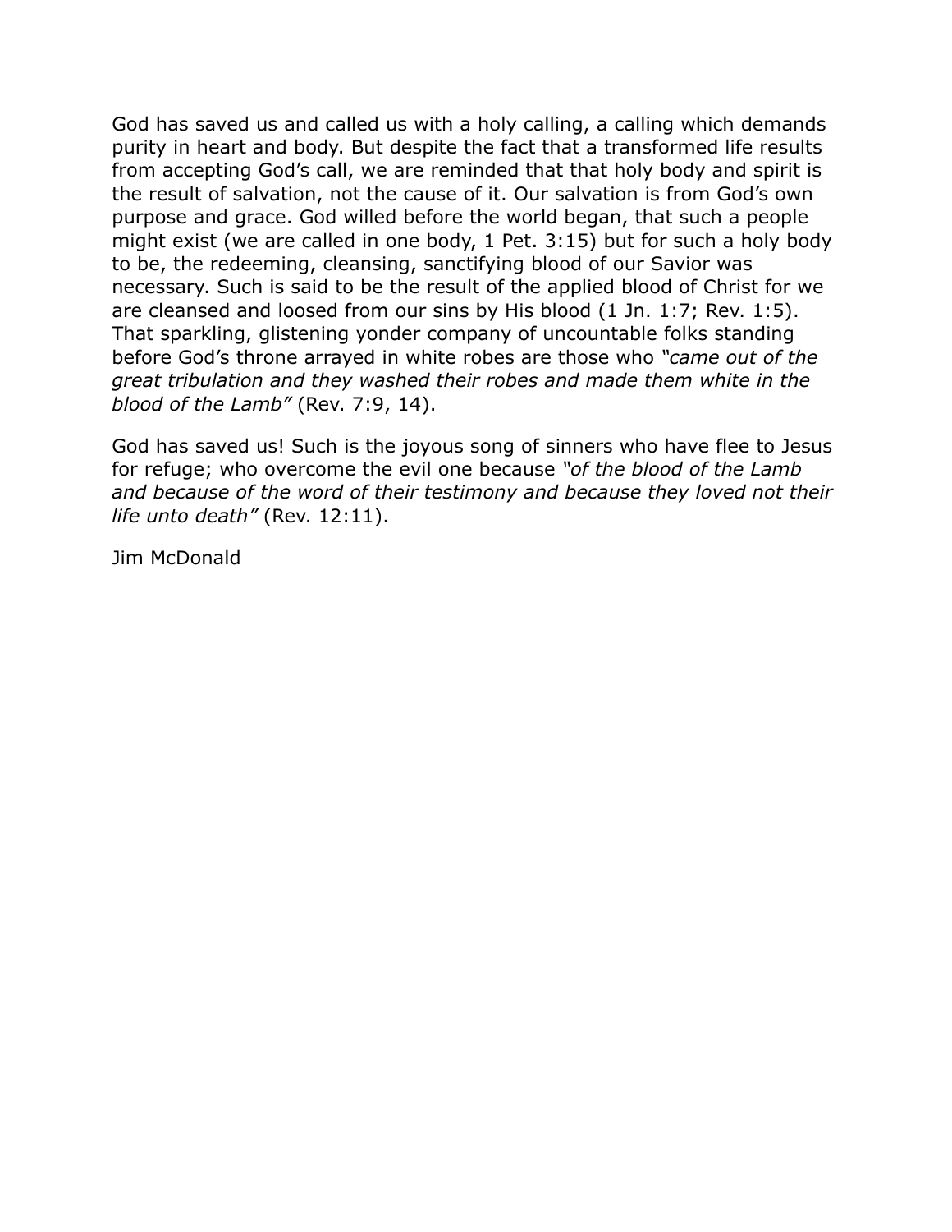God has saved us and called us with a holy calling, a calling which demands purity in heart and body. But despite the fact that a transformed life results from accepting God's call, we are reminded that that holy body and spirit is the result of salvation, not the cause of it. Our salvation is from God's own purpose and grace. God willed before the world began, that such a people might exist (we are called in one body, 1 Pet. 3:15) but for such a holy body to be, the redeeming, cleansing, sanctifying blood of our Savior was necessary. Such is said to be the result of the applied blood of Christ for we are cleansed and loosed from our sins by His blood (1 Jn. 1:7; Rev. 1:5). That sparkling, glistening yonder company of uncountable folks standing before God's throne arrayed in white robes are those who *"came out of the great tribulation and they washed their robes and made them white in the blood of the Lamb"* (Rev. 7:9, 14).

God has saved us! Such is the joyous song of sinners who have flee to Jesus for refuge; who overcome the evil one because *"of the blood of the Lamb and because of the word of their testimony and because they loved not their life unto death"* (Rev. 12:11).

Jim McDonald